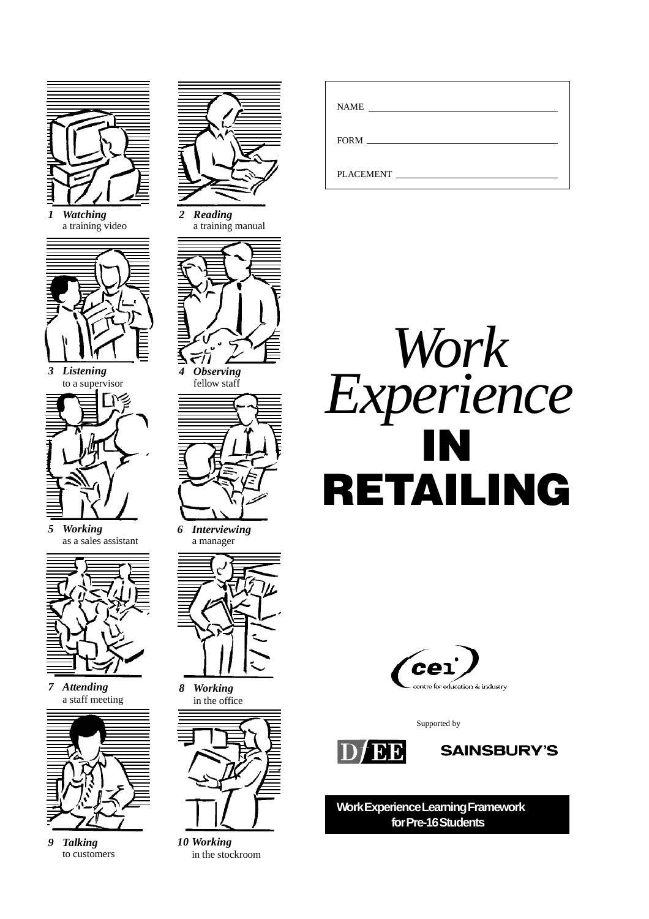NAME ________________________________

FORM ________________________________

PLACEMENT ___________________________

# *Work Experience* IN RETAILING

1 ***Watching*** a training video

2 ***Reading*** a training manual

3 ***Listening*** to a supervisor

4 ***Observing*** fellow staff

5 ***Working*** as a sales assistant

6 ***Interviewing*** a manager

7 ***Attending*** a staff meeting

8 ***Working*** in the office

9 ***Talking*** to customers

10 ***Working*** in the stockroom

cei centre for education & industry

Supported by

DfEE SAINSBURY'S

**Work Experience Learning Framework for Pre-16 Students**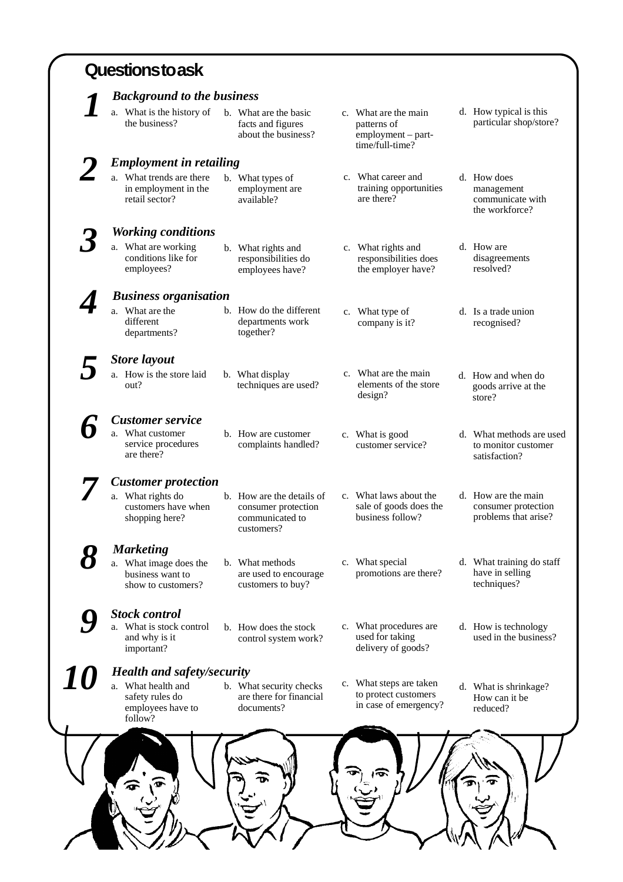# Questions to ask

## 1 *Background to the business*

a. What is the history of the business?

b. What are the basic facts and figures about the business?

c. What are the main patterns of employment – part-time/full-time?

d. How typical is this particular shop/store?

## 2 *Employment in retailing*

a. What trends are there in employment in the retail sector?

b. What types of employment are available?

c. What career and training opportunities are there?

d. How does management communicate with the workforce?

## 3 *Working conditions*

a. What are working conditions like for employees?

b. What rights and responsibilities do employees have?

c. What rights and responsibilities does the employer have?

d. How are disagreements resolved?

## 4 *Business organisation*

a. What are the different departments?

b. How do the different departments work together?

c. What type of company is it?

d. Is a trade union recognised?

## 5 *Store layout*

a. How is the store laid out?

b. What display techniques are used?

c. What are the main elements of the store design?

d. How and when do goods arrive at the store?

## 6 *Customer service*

a. What customer service procedures are there?

b. How are customer complaints handled?

c. What is good customer service?

d. What methods are used to monitor customer satisfaction?

## 7 *Customer protection*

a. What rights do customers have when shopping here?

b. How are the details of consumer protection communicated to customers?

c. What laws about the sale of goods does the business follow?

d. How are the main consumer protection problems that arise?

## 8 *Marketing*

a. What image does the business want to show to customers?

b. What methods are used to encourage customers to buy?

c. What special promotions are there?

d. What training do staff have in selling techniques?

## 9 *Stock control*

a. What is stock control and why is it important?

b. How does the stock control system work?

c. What procedures are used for taking delivery of goods?

d. How is technology used in the business?

## 10 *Health and safety/security*

a. What health and safety rules do employees have to follow?

b. What security checks are there for financial documents?

c. What steps are taken to protect customers in case of emergency?

d. What is shrinkage? How can it be reduced?